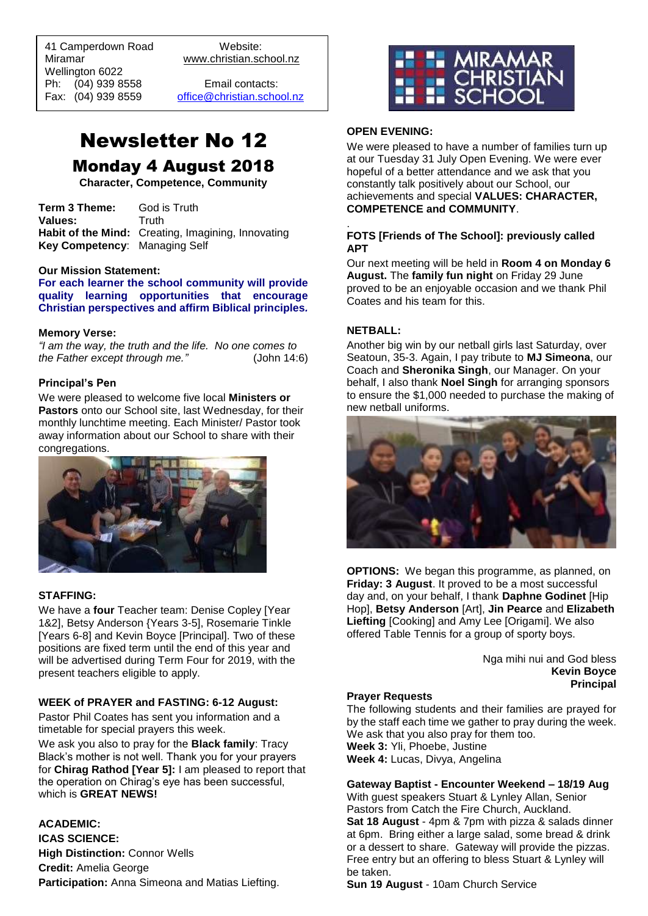41 Camperdown Road
Miramar
Wellington 6022
Ph: (04) 939 8558
Fax: (04) 939 8559

Website:
www.christian.school.nz

Email contacts:
office@christian.school.nz

MIRAMAR CHRISTIAN SCHOOL

# Newsletter No 12

## Monday 4 August 2018

**Character, Competence, Community**

**Term 3 Theme:** God is Truth
**Values:** Truth
**Habit of the Mind:** Creating, Imagining, Innovating
**Key Competency**: Managing Self

**Our Mission Statement:**
**For each learner the school community will provide quality learning opportunities that encourage Christian perspectives and affirm Biblical principles.**

**Memory Verse:**
*"I am the way, the truth and the life. No one comes to the Father except through me."* (John 14:6)

**Principal's Pen**

We were pleased to welcome five local **Ministers or Pastors** onto our School site, last Wednesday, for their monthly lunchtime meeting. Each Minister/ Pastor took away information about our School to share with their congregations.

**STAFFING:**

We have a **four** Teacher team: Denise Copley [Year 1&2], Betsy Anderson {Years 3-5], Rosemarie Tinkle [Years 6-8] and Kevin Boyce [Principal]. Two of these positions are fixed term until the end of this year and will be advertised during Term Four for 2019, with the present teachers eligible to apply.

**WEEK of PRAYER and FASTING: 6-12 August:**

Pastor Phil Coates has sent you information and a timetable for special prayers this week.

We ask you also to pray for the **Black family**: Tracy Black's mother is not well. Thank you for your prayers for **Chirag Rathod [Year 5]:** I am pleased to report that the operation on Chirag's eye has been successful, which is **GREAT NEWS!**

**ACADEMIC:**
**ICAS SCIENCE:**
**High Distinction:** Connor Wells
**Credit:** Amelia George
**Participation:** Anna Simeona and Matias Liefting.

**OPEN EVENING:**

We were pleased to have a number of families turn up at our Tuesday 31 July Open Evening. We were ever hopeful of a better attendance and we ask that you constantly talk positively about our School, our achievements and special **VALUES: CHARACTER, COMPETENCE and COMMUNITY**.

**FOTS [Friends of The School]: previously called APT**

Our next meeting will be held in **Room 4 on Monday 6 August.** The **family fun night** on Friday 29 June proved to be an enjoyable occasion and we thank Phil Coates and his team for this.

**NETBALL:**

Another big win by our netball girls last Saturday, over Seatoun, 35-3. Again, I pay tribute to **MJ Simeona**, our Coach and **Sheronika Singh**, our Manager. On your behalf, I also thank **Noel Singh** for arranging sponsors to ensure the $1,000 needed to purchase the making of new netball uniforms.

**OPTIONS:** We began this programme, as planned, on **Friday: 3 August**. It proved to be a most successful day and, on your behalf, I thank **Daphne Godinet** [Hip Hop], **Betsy Anderson** [Art], **Jin Pearce** and **Elizabeth Liefting** [Cooking] and Amy Lee [Origami]. We also offered Table Tennis for a group of sporty boys.

Nga mihi nui and God bless
**Kevin Boyce**
**Principal**

**Prayer Requests**

The following students and their families are prayed for by the staff each time we gather to pray during the week. We ask that you also pray for them too.
**Week 3:** Yli, Phoebe, Justine
**Week 4:** Lucas, Divya, Angelina

**Gateway Baptist - Encounter Weekend – 18/19 Aug**

With guest speakers Stuart & Lynley Allan, Senior Pastors from Catch the Fire Church, Auckland.
**Sat 18 August** - 4pm & 7pm with pizza & salads dinner at 6pm. Bring either a large salad, some bread & drink or a dessert to share. Gateway will provide the pizzas. Free entry but an offering to bless Stuart & Lynley will be taken.
**Sun 19 August** - 10am Church Service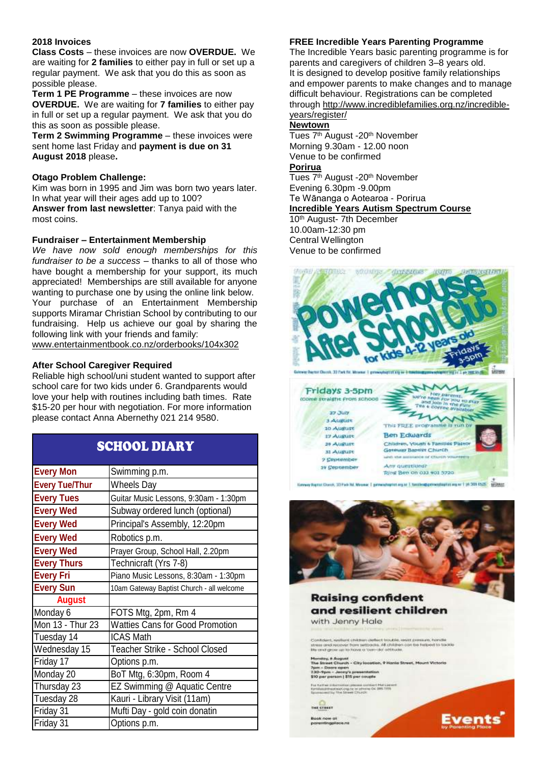**2018 Invoices**

**Class Costs** – these invoices are now **OVERDUE.** We are waiting for **2 families** to either pay in full or set up a regular payment. We ask that you do this as soon as possible please.

**Term 1 PE Programme** – these invoices are now **OVERDUE.** We are waiting for **7 families** to either pay in full or set up a regular payment. We ask that you do this as soon as possible please.

**Term 2 Swimming Programme** – these invoices were sent home last Friday and **payment is due on 31 August 2018** please**.**

**Otago Problem Challenge:**

Kim was born in 1995 and Jim was born two years later. In what year will their ages add up to 100?

**Answer from last newsletter**: Tanya paid with the most coins.

**Fundraiser – Entertainment Membership**

*We have now sold enough memberships for this fundraiser to be a success* – thanks to all of those who have bought a membership for your support, its much appreciated! Memberships are still available for anyone wanting to purchase one by using the online link below. Your purchase of an Entertainment Membership supports Miramar Christian School by contributing to our fundraising. Help us achieve our goal by sharing the following link with your friends and family:

www.entertainmentbook.co.nz/orderbooks/104x302

**After School Caregiver Required**

Reliable high school/uni student wanted to support after school care for two kids under 6. Grandparents would love your help with routines including bath times. Rate $15-20 per hour with negotiation. For more information please contact Anna Abernethy 021 214 9580.

## SCHOOL DIARY

| | |
|---|---|
| **Every Mon** | Swimming p.m. |
| **Every Tue/Thur** | Wheels Day |
| **Every Tues** | Guitar Music Lessons, 9:30am - 1:30pm |
| **Every Wed** | Subway ordered lunch (optional) |
| **Every Wed** | Principal's Assembly, 12:20pm |
| **Every Wed** | Robotics p.m. |
| **Every Wed** | Prayer Group, School Hall, 2.20pm |
| **Every Thurs** | Technicraft (Yrs 7-8) |
| **Every Fri** | Piano Music Lessons, 8:30am - 1:30pm |
| **Every Sun** | 10am Gateway Baptist Church - all welcome |
| **August** | |
| Monday 6 | FOTS Mtg, 2pm, Rm 4 |
| Mon 13 - Thur 23 | Watties Cans for Good Promotion |
| Tuesday 14 | ICAS Math |
| Wednesday 15 | Teacher Strike - School Closed |
| Friday 17 | Options p.m. |
| Monday 20 | BoT Mtg, 6:30pm, Room 4 |
| Thursday 23 | EZ Swimming @ Aquatic Centre |
| Tuesday 28 | Kauri - Library Visit (11am) |
| Friday 31 | Mufti Day - gold coin donatin |
| Friday 31 | Options p.m. |

**FREE Incredible Years Parenting Programme**

The Incredible Years basic parenting programme is for parents and caregivers of children 3–8 years old. It is designed to develop positive family relationships and empower parents to make changes and to manage difficult behaviour. Registrations can be completed through http://www.incrediblefamilies.org.nz/incredible-years/register/

**Newtown**

Tues 7th August -20th November
Morning 9.30am - 12.00 noon
Venue to be confirmed

**Porirua**

Tues 7th August -20th November
Evening 6.30pm -9.00pm
Te Wānanga o Aotearoa - Porirua

**Incredible Years Autism Spectrum Course**

10th August- 7th December
10.00am-12:30 pm
Central Wellington
Venue to be confirmed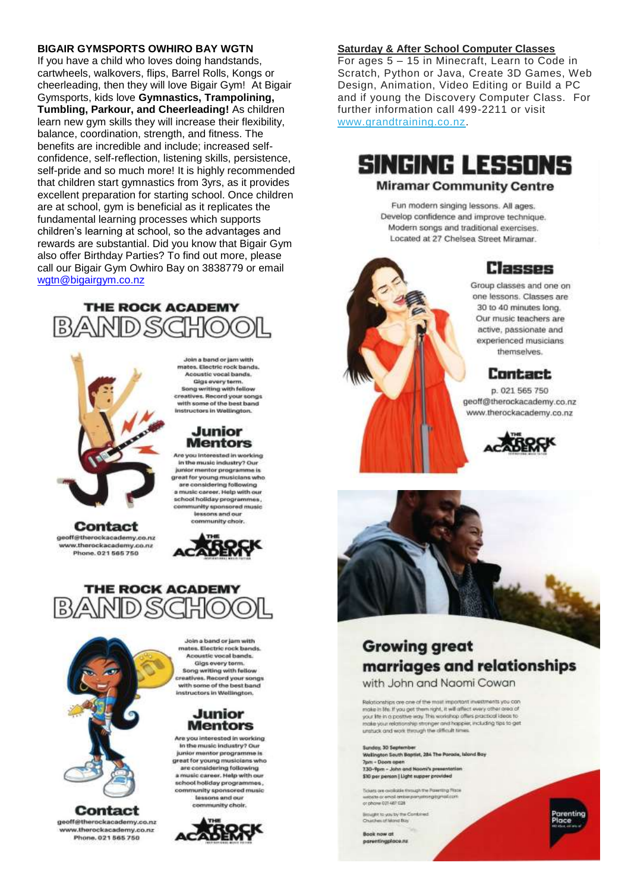**BIGAIR GYMSPORTS OWHIRO BAY WGTN**

If you have a child who loves doing handstands, cartwheels, walkovers, flips, Barrel Rolls, Kongs or cheerleading, then they will love Bigair Gym! At Bigair Gymsports, kids love **Gymnastics, Trampolining, Tumbling, Parkour, and Cheerleading!** As children learn new gym skills they will increase their flexibility, balance, coordination, strength, and fitness. The benefits are incredible and include; increased self-confidence, self-reflection, listening skills, persistence, self-pride and so much more! It is highly recommended that children start gymnastics from 3yrs, as it provides excellent preparation for starting school. Once children are at school, gym is beneficial as it replicates the fundamental learning processes which supports children's learning at school, so the advantages and rewards are substantial. Did you know that Bigair Gym also offer Birthday Parties? To find out more, please call our Bigair Gym Owhiro Bay on 3838779 or email wgtn@bigairgym.co.nz

## THE ROCK ACADEMY BAND SCHOOL

Join a band or jam with mates. Electric rock bands. Acoustic vocal bands. Gigs every term. Song writing with fellow creatives. Record your songs with some of the best band instructors in Wellington.

### Junior Mentors

Are you interested in working in the music industry? Our junior mentor programme is great for young musicians who are considering following a music career. Help with our school holiday programmes, community sponsored music lessons and our community choir.

### Contact

geoff@therockacademy.co.nz
www.therockacademy.co.nz
Phone. 021 565 750

## THE ROCK ACADEMY BAND SCHOOL

Join a band or jam with mates. Electric rock bands. Acoustic vocal bands. Gigs every term. Song writing with fellow creatives. Record your songs with some of the best band instructors in Wellington.

### Junior Mentors

Are you interested in working in the music industry? Our junior mentor programme is great for young musicians who are considering following a music career. Help with our school holiday programmes, community sponsored music lessons and our community choir.

### Contact

geoff@therockacademy.co.nz
www.therockacademy.co.nz
Phone. 021 565 750

**Saturday & After School Computer Classes**

For ages 5 – 15 in Minecraft, Learn to Code in Scratch, Python or Java, Create 3D Games, Web Design, Animation, Video Editing or Build a PC and if young the Discovery Computer Class. For further information call 499-2211 or visit www.grandtraining.co.nz.

## SINGING LESSONS

### Miramar Community Centre

Fun modern singing lessons. All ages. Develop confidence and improve technique. Modern songs and traditional exercises. Located at 27 Chelsea Street Miramar.

### Classes

Group classes and one on one lessons. Classes are 30 to 40 minutes long. Our music teachers are active, passionate and experienced musicians themselves.

### Contact

p. 021 565 750
geoff@therockacademy.co.nz
www.therockacademy.co.nz

## Growing great marriages and relationships

with John and Naomi Cowan

Relationships are one of the most important investments you can make in life. If you get them right, it will affect every other area of your life in a positive way. This workshop offers practical ideas to make your relationship stronger and happier, including tips to get unstuck and work through the difficult times.

**Sunday, 30 September**
**Wellington South Baptist, 284 The Parade, Island Bay**
**7pm – Doors open**
**7.30–9pm – John and Naomi's presentation**
**$10 per person | Light supper provided**

Tickets are available through the Parenting Place website or email ... or phone 021 487 028

Brought to you by the Combined Churches of Island Bay

**Book now at parentingplace.nz**

Parenting Place